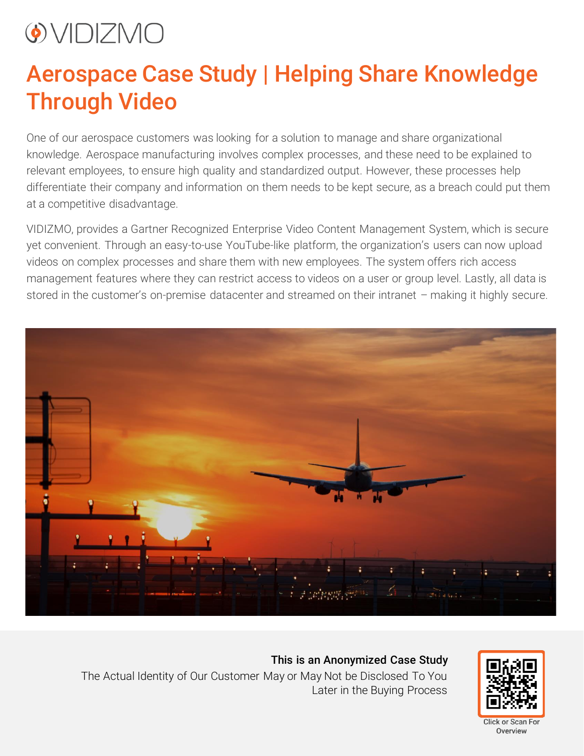VIDIZMO

# Aerospace Case Study | Helping Share Knowledge Through Video

One of our aerospace customers was looking for a solution to manage and share organizational knowledge. Aerospace manufacturing involves complex processes, and these need to be explained to relevant employees, to ensure high quality and standardized output. However, these processes help differentiate their company and information on them needs to be kept secure, as a breach could put them at a competitive disadvantage.

VIDIZMO, provides a Gartner Recognized Enterprise Video Content Management System, which is secure yet convenient. Through an easy-to-use YouTube-like platform, the organization's users can now upload videos on complex processes and share them with new employees. The system offers rich access management features where they can restrict access to videos on a user or group level. Lastly, all data is stored in the customer's on-premise datacenter and streamed on their intranet – making it highly secure.

**This is an Anonymized Case Study**

The Actual Identity of Our Customer May or May Not be Disclosed To You Later in the Buying Process

Click or Scan For Overview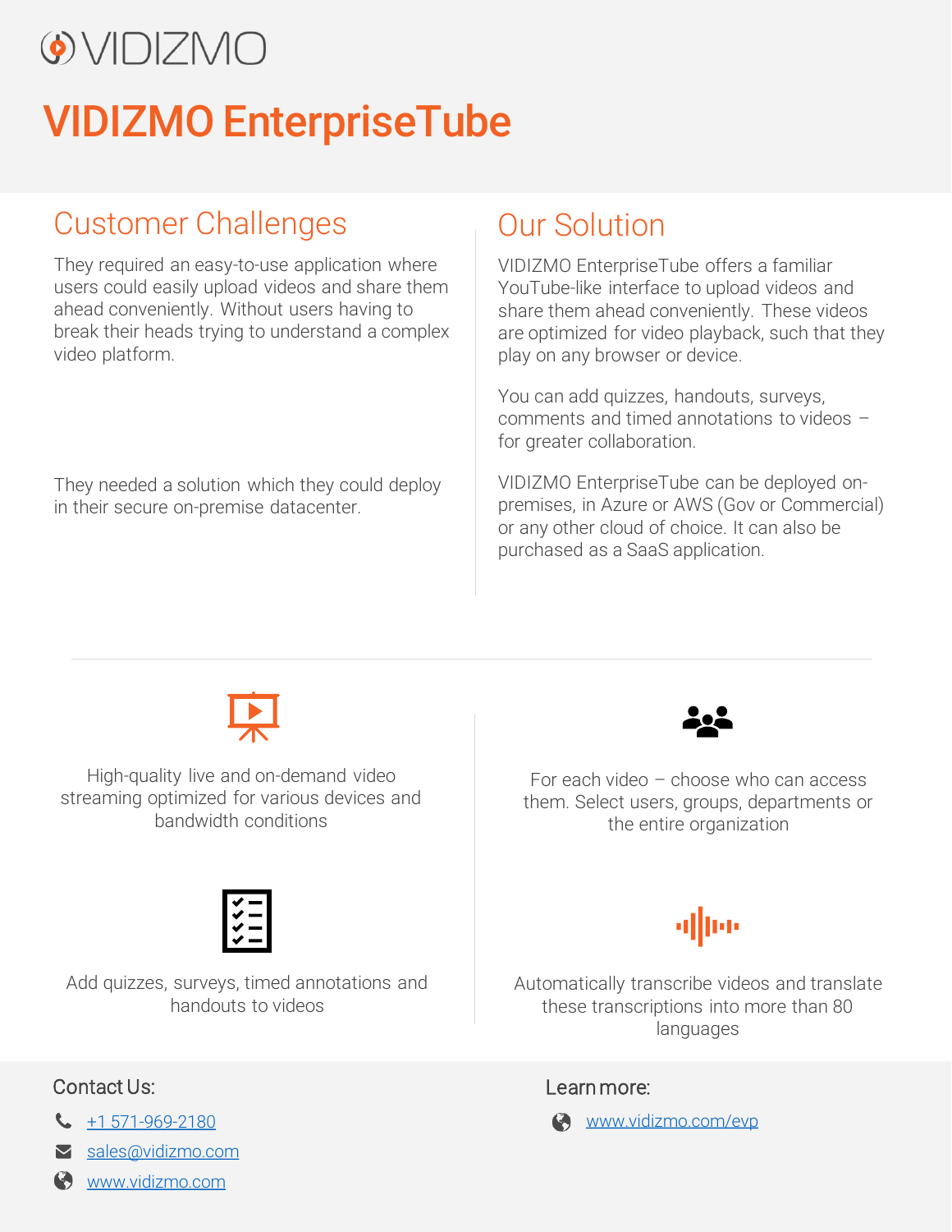VIDIZMO

# VIDIZMO EnterpriseTube

## Customer Challenges

They required an easy-to-use application where users could easily upload videos and share them ahead conveniently. Without users having to break their heads trying to understand a complex video platform.

They needed a solution which they could deploy in their secure on-premise datacenter.

## Our Solution

VIDIZMO EnterpriseTube offers a familiar YouTube-like interface to upload videos and share them ahead conveniently. These videos are optimized for video playback, such that they play on any browser or device.

You can add quizzes, handouts, surveys, comments and timed annotations to videos – for greater collaboration.

VIDIZMO EnterpriseTube can be deployed on-premises, in Azure or AWS (Gov or Commercial) or any other cloud of choice. It can also be purchased as a SaaS application.

---

High-quality live and on-demand video streaming optimized for various devices and bandwidth conditions

For each video – choose who can access them. Select users, groups, departments or the entire organization

Add quizzes, surveys, timed annotations and handouts to videos

Automatically transcribe videos and translate these transcriptions into more than 80 languages

**Contact Us:**

- [+1 571-969-2180](tel:+15719692180)
- [sales@vidizmo.com](mailto:sales@vidizmo.com)
- [www.vidizmo.com](http://www.vidizmo.com)

**Learn more:**

- [www.vidizmo.com/evp](http://www.vidizmo.com/evp)